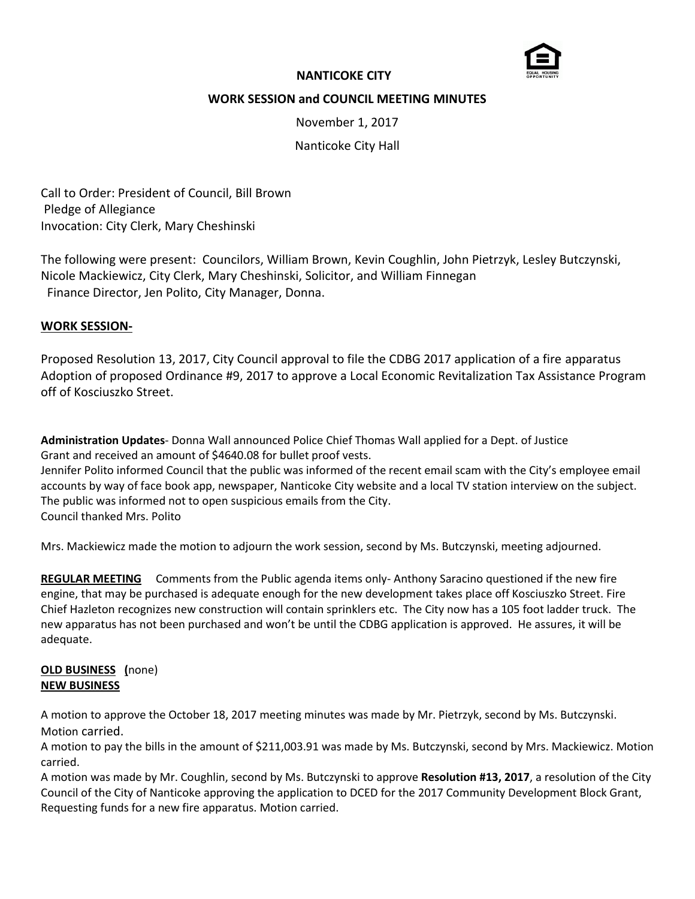# NANTICOKE CITY

## WORK SESSION and COUNCIL MEETING MINUTES

November 1, 2017

Nanticoke City Hall

Call to Order: President of Council, Bill Brown
Pledge of Allegiance
Invocation: City Clerk, Mary Cheshinski

The following were present: Councilors, William Brown, Kevin Coughlin, John Pietrzyk, Lesley Butczynski, Nicole Mackiewicz, City Clerk, Mary Cheshinski, Solicitor, and William Finnegan Finance Director, Jen Polito, City Manager, Donna.

**WORK SESSION-**

Proposed Resolution 13, 2017, City Council approval to file the CDBG 2017 application of a fire apparatus Adoption of proposed Ordinance #9, 2017 to approve a Local Economic Revitalization Tax Assistance Program off of Kosciuszko Street.

**Administration Updates**- Donna Wall announced Police Chief Thomas Wall applied for a Dept. of Justice Grant and received an amount of $4640.08 for bullet proof vests.
Jennifer Polito informed Council that the public was informed of the recent email scam with the City's employee email accounts by way of face book app, newspaper, Nanticoke City website and a local TV station interview on the subject. The public was informed not to open suspicious emails from the City.
Council thanked Mrs. Polito

Mrs. Mackiewicz made the motion to adjourn the work session, second by Ms. Butczynski, meeting adjourned.

**REGULAR MEETING** Comments from the Public agenda items only- Anthony Saracino questioned if the new fire engine, that may be purchased is adequate enough for the new development takes place off Kosciuszko Street. Fire Chief Hazleton recognizes new construction will contain sprinklers etc. The City now has a 105 foot ladder truck. The new apparatus has not been purchased and won't be until the CDBG application is approved. He assures, it will be adequate.

**OLD BUSINESS (**none)
**NEW BUSINESS**

A motion to approve the October 18, 2017 meeting minutes was made by Mr. Pietrzyk, second by Ms. Butczynski. Motion carried.
A motion to pay the bills in the amount of $211,003.91 was made by Ms. Butczynski, second by Mrs. Mackiewicz. Motion carried.
A motion was made by Mr. Coughlin, second by Ms. Butczynski to approve **Resolution #13, 2017**, a resolution of the City Council of the City of Nanticoke approving the application to DCED for the 2017 Community Development Block Grant, Requesting funds for a new fire apparatus. Motion carried.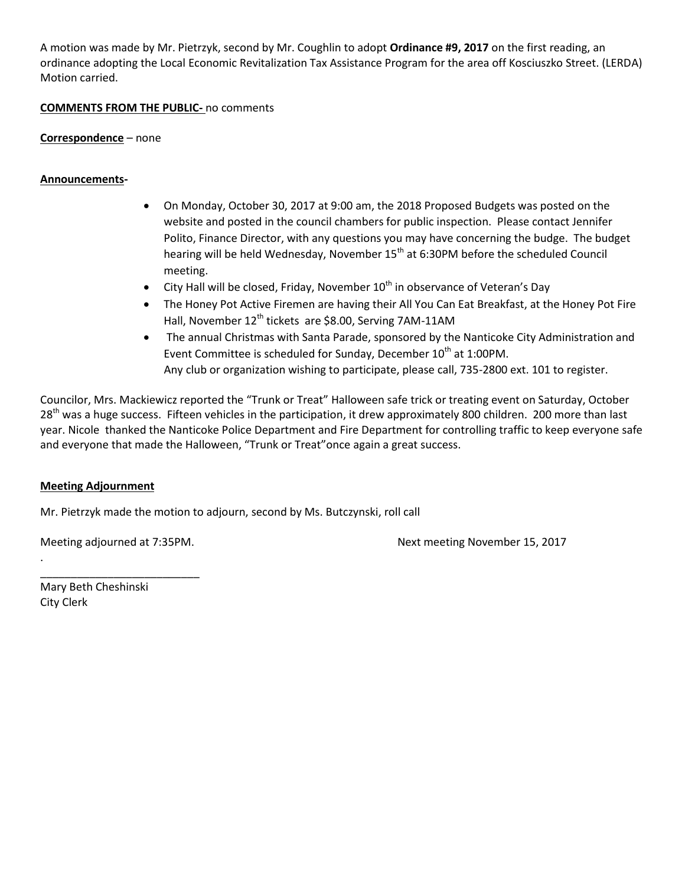A motion was made by Mr. Pietrzyk, second by Mr. Coughlin to adopt **Ordinance #9, 2017** on the first reading, an ordinance adopting the Local Economic Revitalization Tax Assistance Program for the area off Kosciuszko Street. (LERDA) Motion carried.

**COMMENTS FROM THE PUBLIC-** no comments

**Correspondence** – none

**Announcements-**

- On Monday, October 30, 2017 at 9:00 am, the 2018 Proposed Budgets was posted on the website and posted in the council chambers for public inspection. Please contact Jennifer Polito, Finance Director, with any questions you may have concerning the budge. The budget hearing will be held Wednesday, November 15th at 6:30PM before the scheduled Council meeting.
- City Hall will be closed, Friday, November 10th in observance of Veteran's Day
- The Honey Pot Active Firemen are having their All You Can Eat Breakfast, at the Honey Pot Fire Hall, November 12th tickets are $8.00, Serving 7AM-11AM
- The annual Christmas with Santa Parade, sponsored by the Nanticoke City Administration and Event Committee is scheduled for Sunday, December 10th at 1:00PM.
  Any club or organization wishing to participate, please call, 735-2800 ext. 101 to register.

Councilor, Mrs. Mackiewicz reported the "Trunk or Treat" Halloween safe trick or treating event on Saturday, October 28th was a huge success. Fifteen vehicles in the participation, it drew approximately 800 children. 200 more than last year. Nicole thanked the Nanticoke Police Department and Fire Department for controlling traffic to keep everyone safe and everyone that made the Halloween, "Trunk or Treat"once again a great success.

**Meeting Adjournment**

Mr. Pietrzyk made the motion to adjourn, second by Ms. Butczynski, roll call

Meeting adjourned at 7:35PM. Next meeting November 15, 2017

.

___________________________

Mary Beth Cheshinski
City Clerk